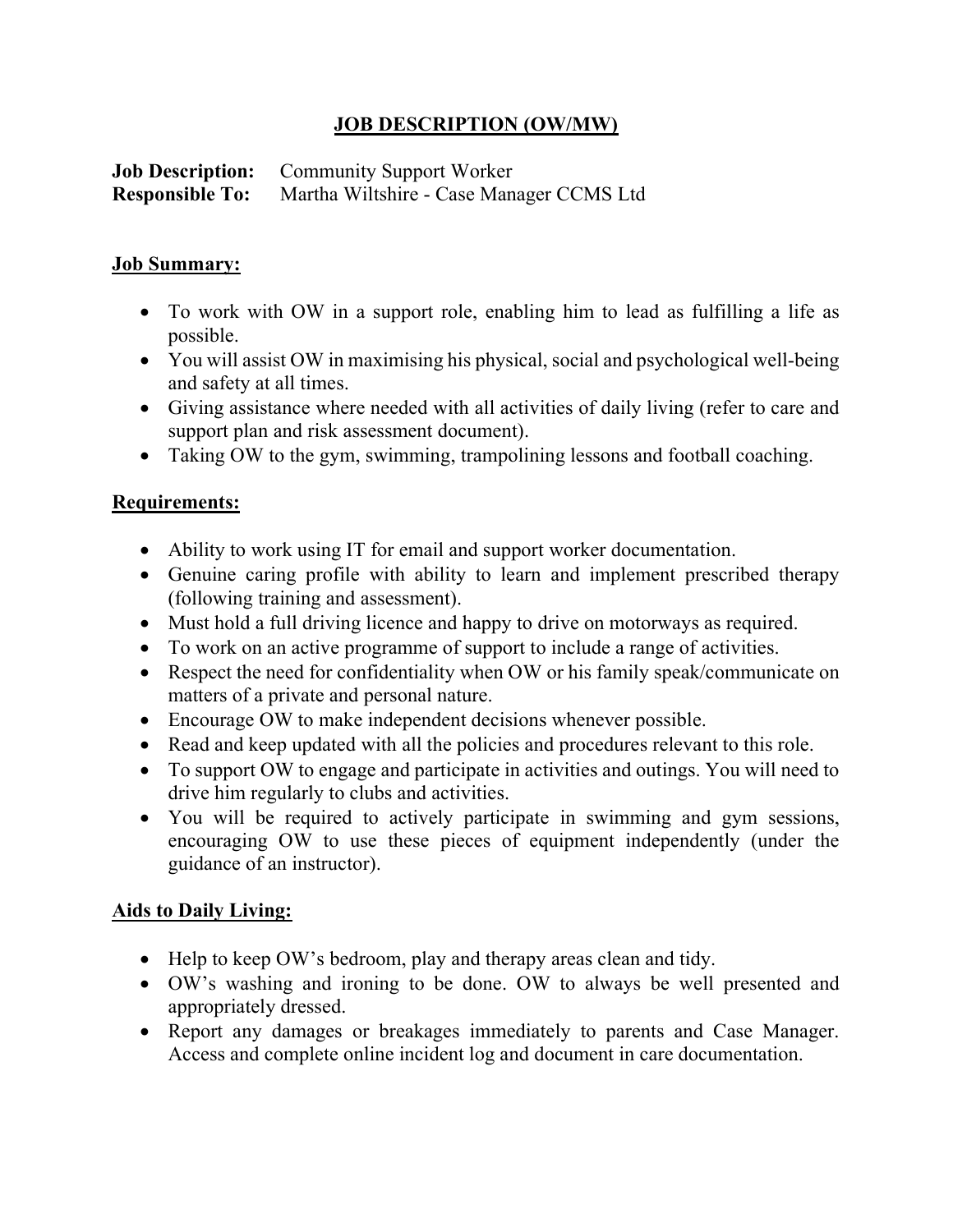# JOB DESCRIPTION (OW/MW)

**Job Description:** Community Support Worker
**Responsible To:** Martha Wiltshire - Case Manager CCMS Ltd

## Job Summary:

- To work with OW in a support role, enabling him to lead as fulfilling a life as possible.
- You will assist OW in maximising his physical, social and psychological well-being and safety at all times.
- Giving assistance where needed with all activities of daily living (refer to care and support plan and risk assessment document).
- Taking OW to the gym, swimming, trampolining lessons and football coaching.

## Requirements:

- Ability to work using IT for email and support worker documentation.
- Genuine caring profile with ability to learn and implement prescribed therapy (following training and assessment).
- Must hold a full driving licence and happy to drive on motorways as required.
- To work on an active programme of support to include a range of activities.
- Respect the need for confidentiality when OW or his family speak/communicate on matters of a private and personal nature.
- Encourage OW to make independent decisions whenever possible.
- Read and keep updated with all the policies and procedures relevant to this role.
- To support OW to engage and participate in activities and outings. You will need to drive him regularly to clubs and activities.
- You will be required to actively participate in swimming and gym sessions, encouraging OW to use these pieces of equipment independently (under the guidance of an instructor).

## Aids to Daily Living:

- Help to keep OW's bedroom, play and therapy areas clean and tidy.
- OW's washing and ironing to be done. OW to always be well presented and appropriately dressed.
- Report any damages or breakages immediately to parents and Case Manager. Access and complete online incident log and document in care documentation.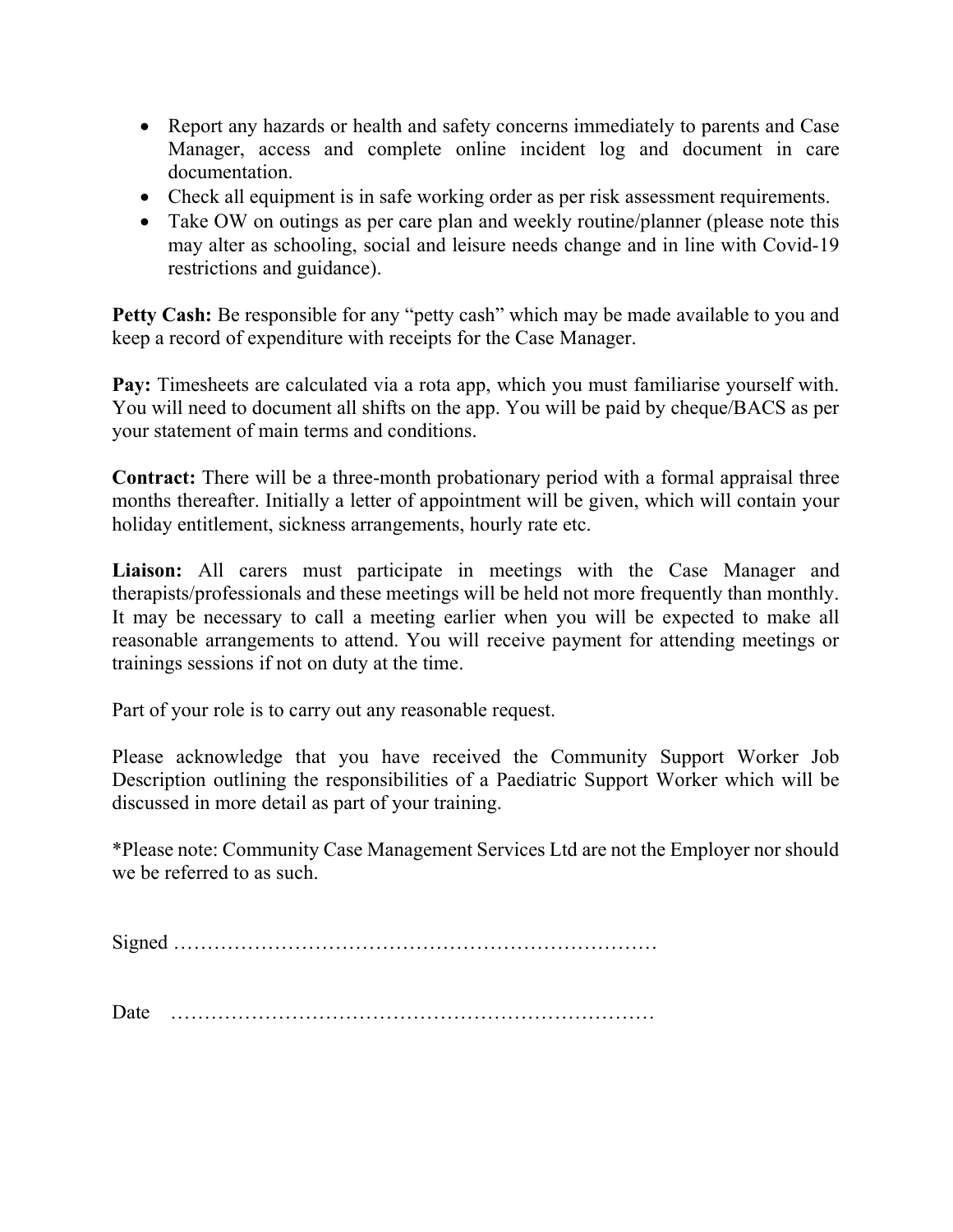- Report any hazards or health and safety concerns immediately to parents and Case Manager, access and complete online incident log and document in care documentation.
- Check all equipment is in safe working order as per risk assessment requirements.
- Take OW on outings as per care plan and weekly routine/planner (please note this may alter as schooling, social and leisure needs change and in line with Covid-19 restrictions and guidance).

**Petty Cash:** Be responsible for any "petty cash" which may be made available to you and keep a record of expenditure with receipts for the Case Manager.

**Pay:** Timesheets are calculated via a rota app, which you must familiarise yourself with. You will need to document all shifts on the app. You will be paid by cheque/BACS as per your statement of main terms and conditions.

**Contract:** There will be a three-month probationary period with a formal appraisal three months thereafter. Initially a letter of appointment will be given, which will contain your holiday entitlement, sickness arrangements, hourly rate etc.

**Liaison:** All carers must participate in meetings with the Case Manager and therapists/professionals and these meetings will be held not more frequently than monthly. It may be necessary to call a meeting earlier when you will be expected to make all reasonable arrangements to attend. You will receive payment for attending meetings or trainings sessions if not on duty at the time.

Part of your role is to carry out any reasonable request.

Please acknowledge that you have received the Community Support Worker Job Description outlining the responsibilities of a Paediatric Support Worker which will be discussed in more detail as part of your training.

*Please note: Community Case Management Services Ltd are not the Employer nor should we be referred to as such.

Signed ………………………………………………………………

Date ………………………………………………………………